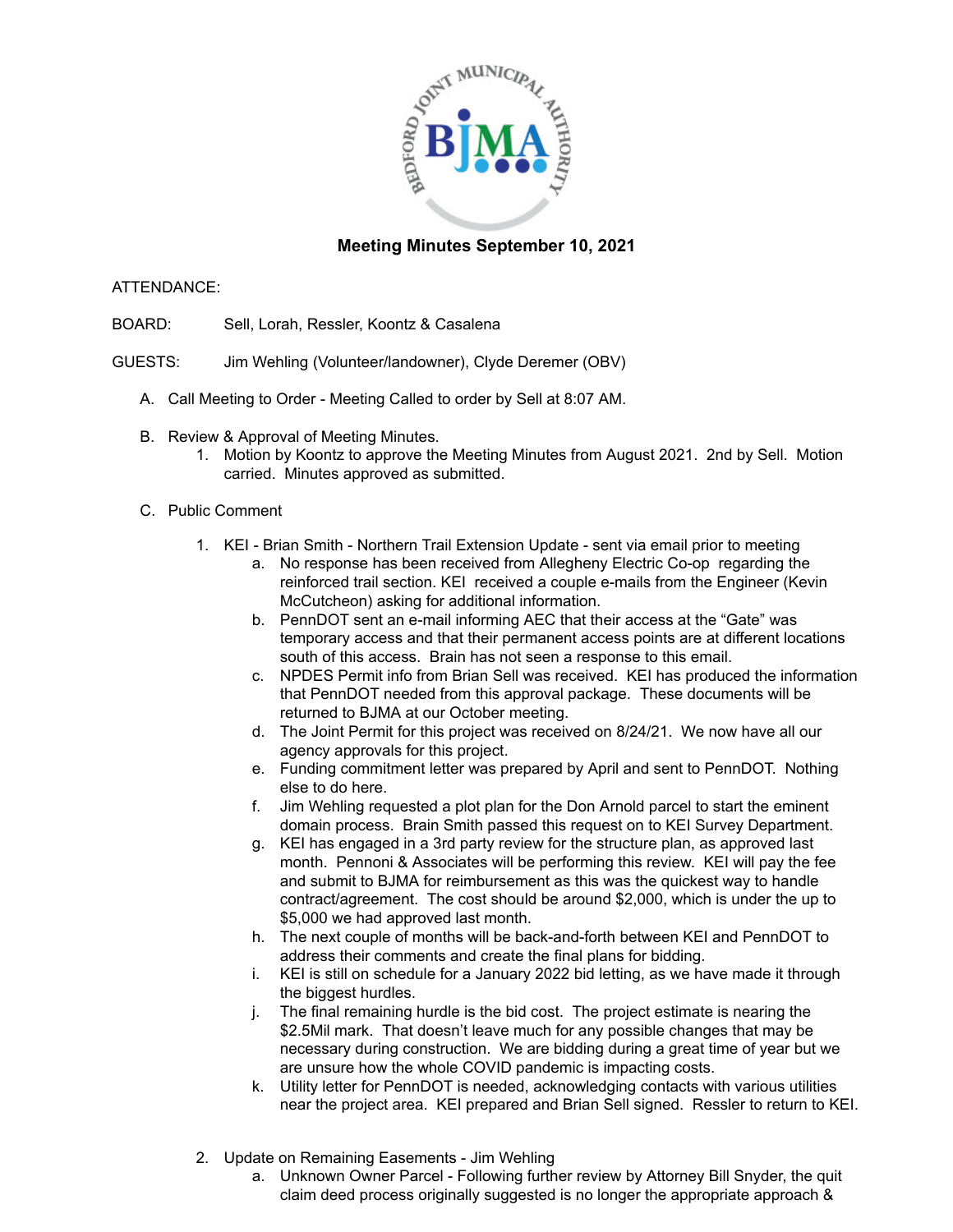## Meeting Minutes September 10, 2021

ATTENDANCE:

BOARD: Sell, Lorah, Ressler, Koontz & Casalena

GUESTS: Jim Wehling (Volunteer/landowner), Clyde Deremer (OBV)

A. Call Meeting to Order - Meeting Called to order by Sell at 8:07 AM.

B. Review & Approval of Meeting Minutes.
   1. Motion by Koontz to approve the Meeting Minutes from August 2021. 2nd by Sell. Motion carried. Minutes approved as submitted.

C. Public Comment

   1. KEI - Brian Smith - Northern Trail Extension Update - sent via email prior to meeting
      a. No response has been received from Allegheny Electric Co-op regarding the reinforced trail section. KEI received a couple e-mails from the Engineer (Kevin McCutcheon) asking for additional information.
      b. PennDOT sent an e-mail informing AEC that their access at the "Gate" was temporary access and that their permanent access points are at different locations south of this access. Brain has not seen a response to this email.
      c. NPDES Permit info from Brian Sell was received. KEI has produced the information that PennDOT needed from this approval package. These documents will be returned to BJMA at our October meeting.
      d. The Joint Permit for this project was received on 8/24/21. We now have all our agency approvals for this project.
      e. Funding commitment letter was prepared by April and sent to PennDOT. Nothing else to do here.
      f. Jim Wehling requested a plot plan for the Don Arnold parcel to start the eminent domain process. Brain Smith passed this request on to KEI Survey Department.
      g. KEI has engaged in a 3rd party review for the structure plan, as approved last month. Pennoni & Associates will be performing this review. KEI will pay the fee and submit to BJMA for reimbursement as this was the quickest way to handle contract/agreement. The cost should be around $2,000, which is under the up to $5,000 we had approved last month.
      h. The next couple of months will be back-and-forth between KEI and PennDOT to address their comments and create the final plans for bidding.
      i. KEI is still on schedule for a January 2022 bid letting, as we have made it through the biggest hurdles.
      j. The final remaining hurdle is the bid cost. The project estimate is nearing the $2.5Mil mark. That doesn't leave much for any possible changes that may be necessary during construction. We are bidding during a great time of year but we are unsure how the whole COVID pandemic is impacting costs.
      k. Utility letter for PennDOT is needed, acknowledging contacts with various utilities near the project area. KEI prepared and Brian Sell signed. Ressler to return to KEI.

   2. Update on Remaining Easements - Jim Wehling
      a. Unknown Owner Parcel - Following further review by Attorney Bill Snyder, the quit claim deed process originally suggested is no longer the appropriate approach &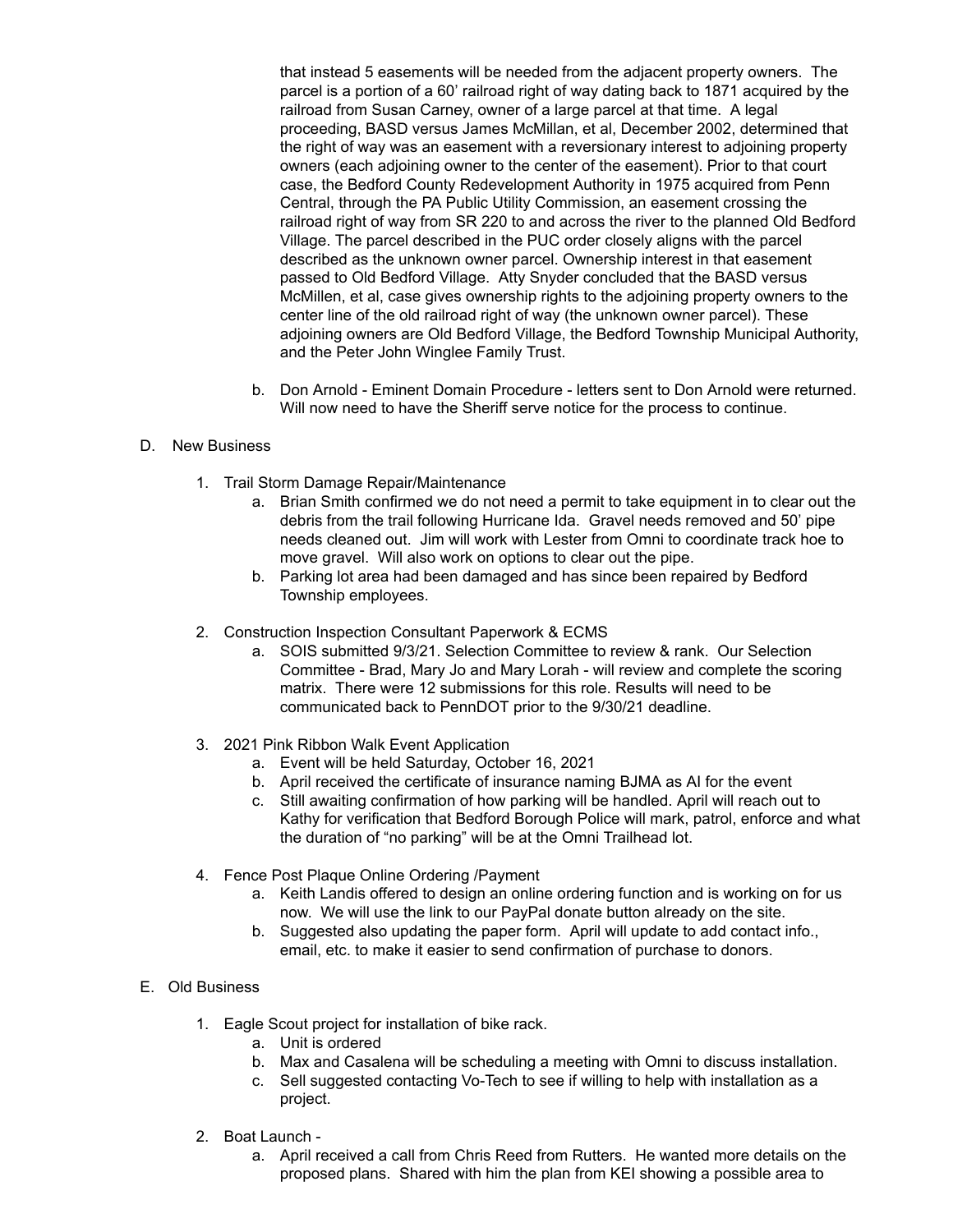that instead 5 easements will be needed from the adjacent property owners. The parcel is a portion of a 60' railroad right of way dating back to 1871 acquired by the railroad from Susan Carney, owner of a large parcel at that time. A legal proceeding, BASD versus James McMillan, et al, December 2002, determined that the right of way was an easement with a reversionary interest to adjoining property owners (each adjoining owner to the center of the easement). Prior to that court case, the Bedford County Redevelopment Authority in 1975 acquired from Penn Central, through the PA Public Utility Commission, an easement crossing the railroad right of way from SR 220 to and across the river to the planned Old Bedford Village. The parcel described in the PUC order closely aligns with the parcel described as the unknown owner parcel. Ownership interest in that easement passed to Old Bedford Village. Atty Snyder concluded that the BASD versus McMillen, et al, case gives ownership rights to the adjoining property owners to the center line of the old railroad right of way (the unknown owner parcel). These adjoining owners are Old Bedford Village, the Bedford Township Municipal Authority, and the Peter John Winglee Family Trust.

b. Don Arnold - Eminent Domain Procedure - letters sent to Don Arnold were returned. Will now need to have the Sheriff serve notice for the process to continue.

D. New Business

1. Trail Storm Damage Repair/Maintenance
   a. Brian Smith confirmed we do not need a permit to take equipment in to clear out the debris from the trail following Hurricane Ida. Gravel needs removed and 50' pipe needs cleaned out. Jim will work with Lester from Omni to coordinate track hoe to move gravel. Will also work on options to clear out the pipe.
   b. Parking lot area had been damaged and has since been repaired by Bedford Township employees.

2. Construction Inspection Consultant Paperwork & ECMS
   a. SOIS submitted 9/3/21. Selection Committee to review & rank. Our Selection Committee - Brad, Mary Jo and Mary Lorah - will review and complete the scoring matrix. There were 12 submissions for this role. Results will need to be communicated back to PennDOT prior to the 9/30/21 deadline.

3. 2021 Pink Ribbon Walk Event Application
   a. Event will be held Saturday, October 16, 2021
   b. April received the certificate of insurance naming BJMA as AI for the event
   c. Still awaiting confirmation of how parking will be handled. April will reach out to Kathy for verification that Bedford Borough Police will mark, patrol, enforce and what the duration of "no parking" will be at the Omni Trailhead lot.

4. Fence Post Plaque Online Ordering /Payment
   a. Keith Landis offered to design an online ordering function and is working on for us now. We will use the link to our PayPal donate button already on the site.
   b. Suggested also updating the paper form. April will update to add contact info., email, etc. to make it easier to send confirmation of purchase to donors.

E. Old Business

1. Eagle Scout project for installation of bike rack.
   a. Unit is ordered
   b. Max and Casalena will be scheduling a meeting with Omni to discuss installation.
   c. Sell suggested contacting Vo-Tech to see if willing to help with installation as a project.

2. Boat Launch -
   a. April received a call from Chris Reed from Rutters. He wanted more details on the proposed plans. Shared with him the plan from KEI showing a possible area to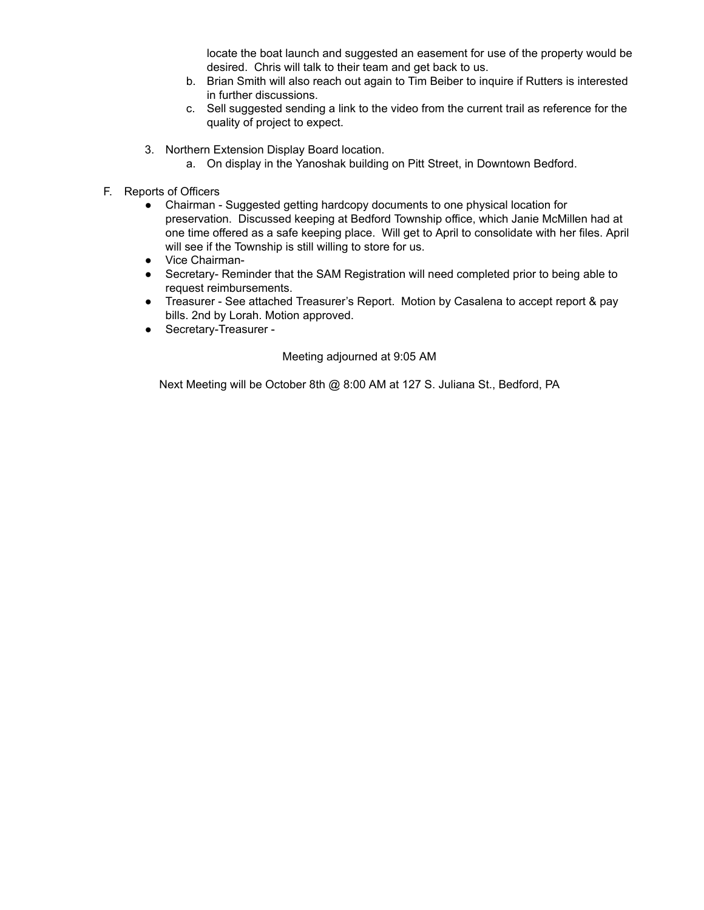locate the boat launch and suggested an easement for use of the property would be desired. Chris will talk to their team and get back to us.

   b. Brian Smith will also reach out again to Tim Beiber to inquire if Rutters is interested in further discussions.
   c. Sell suggested sending a link to the video from the current trail as reference for the quality of project to expect.

3. Northern Extension Display Board location.
   a. On display in the Yanoshak building on Pitt Street, in Downtown Bedford.

F. Reports of Officers

- Chairman - Suggested getting hardcopy documents to one physical location for preservation. Discussed keeping at Bedford Township office, which Janie McMillen had at one time offered as a safe keeping place. Will get to April to consolidate with her files. April will see if the Township is still willing to store for us.
- Vice Chairman-
- Secretary- Reminder that the SAM Registration will need completed prior to being able to request reimbursements.
- Treasurer - See attached Treasurer's Report. Motion by Casalena to accept report & pay bills. 2nd by Lorah. Motion approved.
- Secretary-Treasurer -

Meeting adjourned at 9:05 AM

Next Meeting will be October 8th @ 8:00 AM at 127 S. Juliana St., Bedford, PA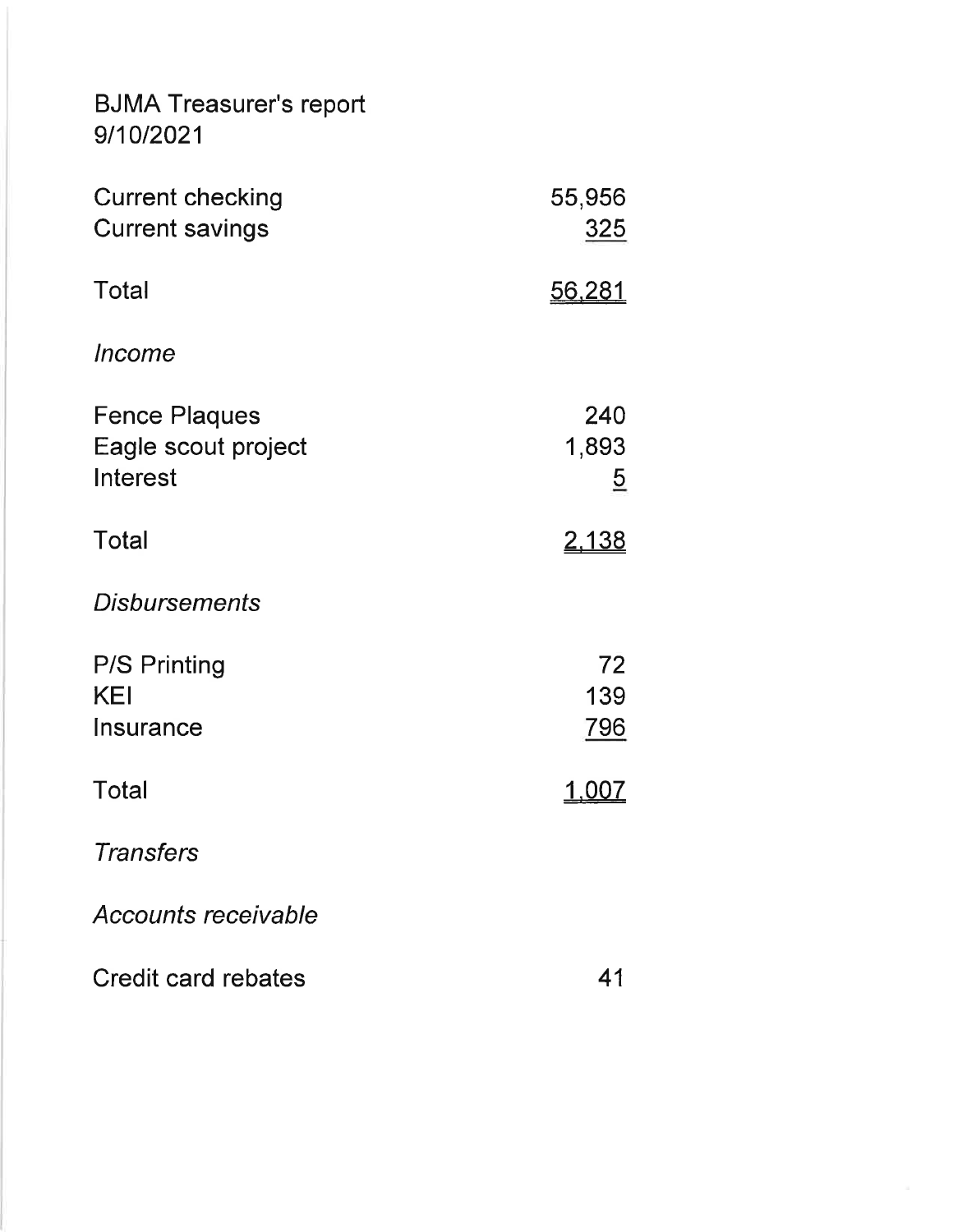BJMA Treasurer's report
9/10/2021

| | |
|---|---|
| Current checking | 55,956 |
| Current savings | 325 |
| Total | 56,281 |
| *Income* | |
| Fence Plaques | 240 |
| Eagle scout project | 1,893 |
| Interest | 5 |
| Total | 2,138 |
| *Disbursements* | |
| P/S Printing | 72 |
| KEI | 139 |
| Insurance | 796 |
| Total | 1,007 |
| *Transfers* | |
| *Accounts receivable* | |
| Credit card rebates | 41 |